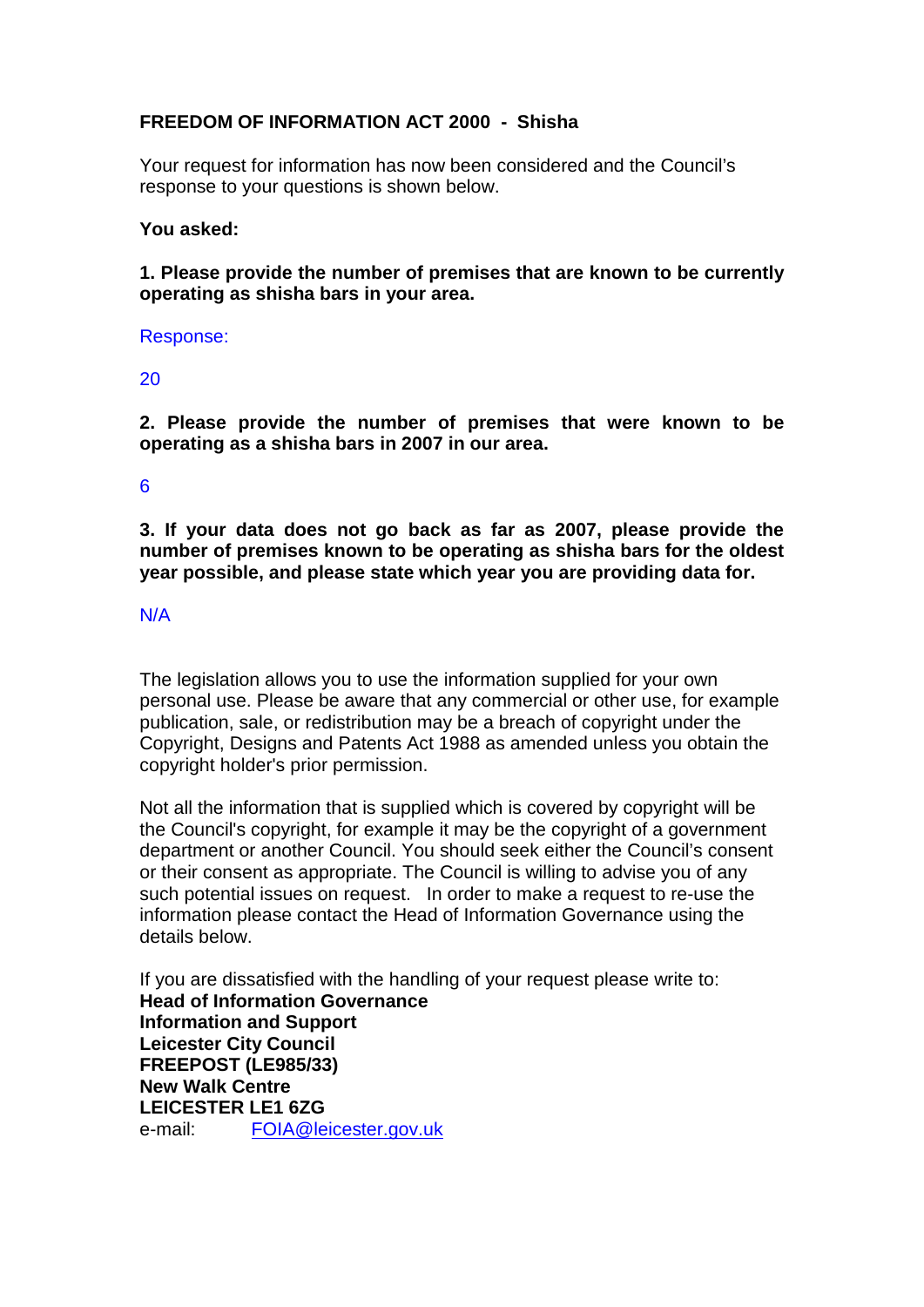**FREEDOM OF INFORMATION ACT 2000 - Shisha**

Your request for information has now been considered and the Council's response to your questions is shown below.

**You asked:**

**1. Please provide the number of premises that are known to be currently operating as shisha bars in your area.**

Response:

20

**2. Please provide the number of premises that were known to be operating as a shisha bars in 2007 in our area.**

6

**3. If your data does not go back as far as 2007, please provide the number of premises known to be operating as shisha bars for the oldest year possible, and please state which year you are providing data for.**

N/A

The legislation allows you to use the information supplied for your own personal use. Please be aware that any commercial or other use, for example publication, sale, or redistribution may be a breach of copyright under the Copyright, Designs and Patents Act 1988 as amended unless you obtain the copyright holder's prior permission.

Not all the information that is supplied which is covered by copyright will be the Council's copyright, for example it may be the copyright of a government department or another Council. You should seek either the Council's consent or their consent as appropriate. The Council is willing to advise you of any such potential issues on request. In order to make a request to re-use the information please contact the Head of Information Governance using the details below.

If you are dissatisfied with the handling of your request please write to:
**Head of Information Governance**
**Information and Support**
**Leicester City Council**
**FREEPOST (LE985/33)**
**New Walk Centre**
**LEICESTER LE1 6ZG**
e-mail: FOIA@leicester.gov.uk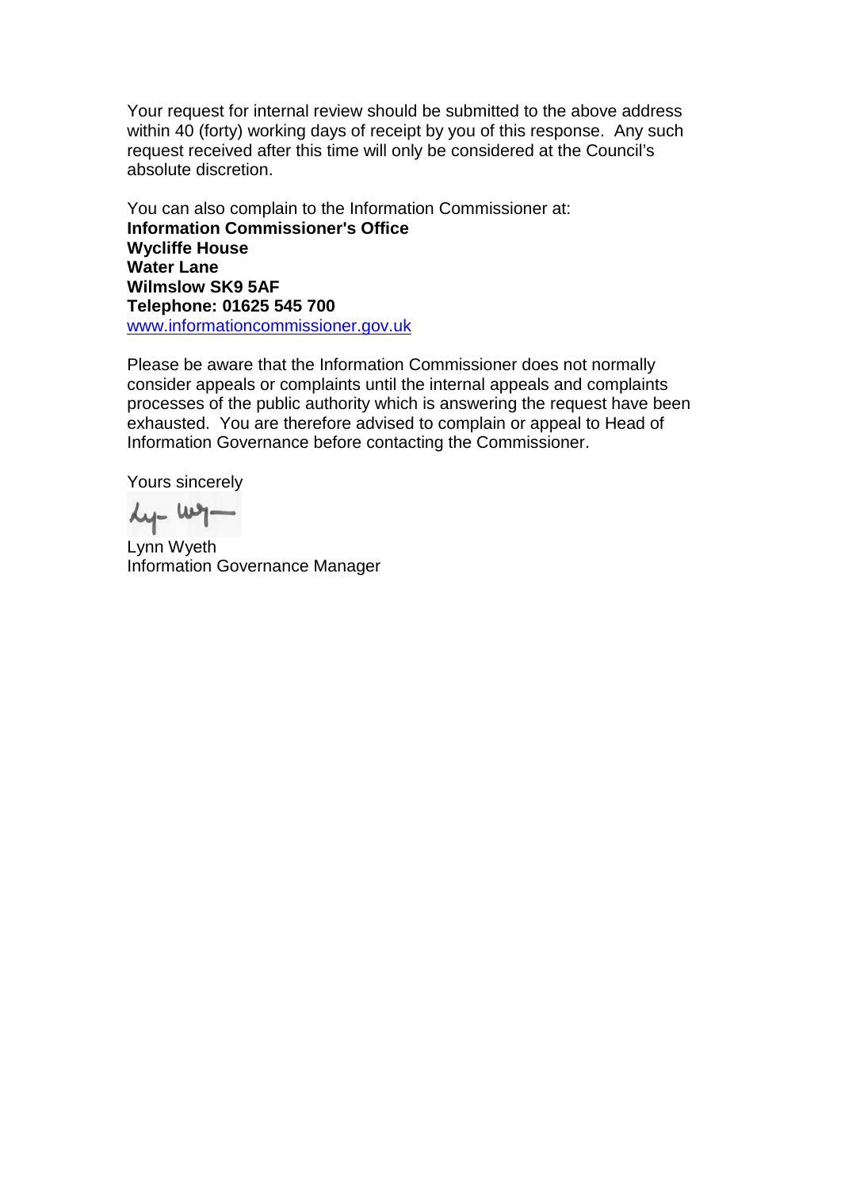Your request for internal review should be submitted to the above address within 40 (forty) working days of receipt by you of this response. Any such request received after this time will only be considered at the Council's absolute discretion.

You can also complain to the Information Commissioner at:  
**Information Commissioner's Office**  
**Wycliffe House**  
**Water Lane**  
**Wilmslow SK9 5AF**  
**Telephone: 01625 545 700**  
www.informationcommissioner.gov.uk

Please be aware that the Information Commissioner does not normally consider appeals or complaints until the internal appeals and complaints processes of the public authority which is answering the request have been exhausted. You are therefore advised to complain or appeal to Head of Information Governance before contacting the Commissioner.

Yours sincerely

Lynn Wyeth  
Information Governance Manager